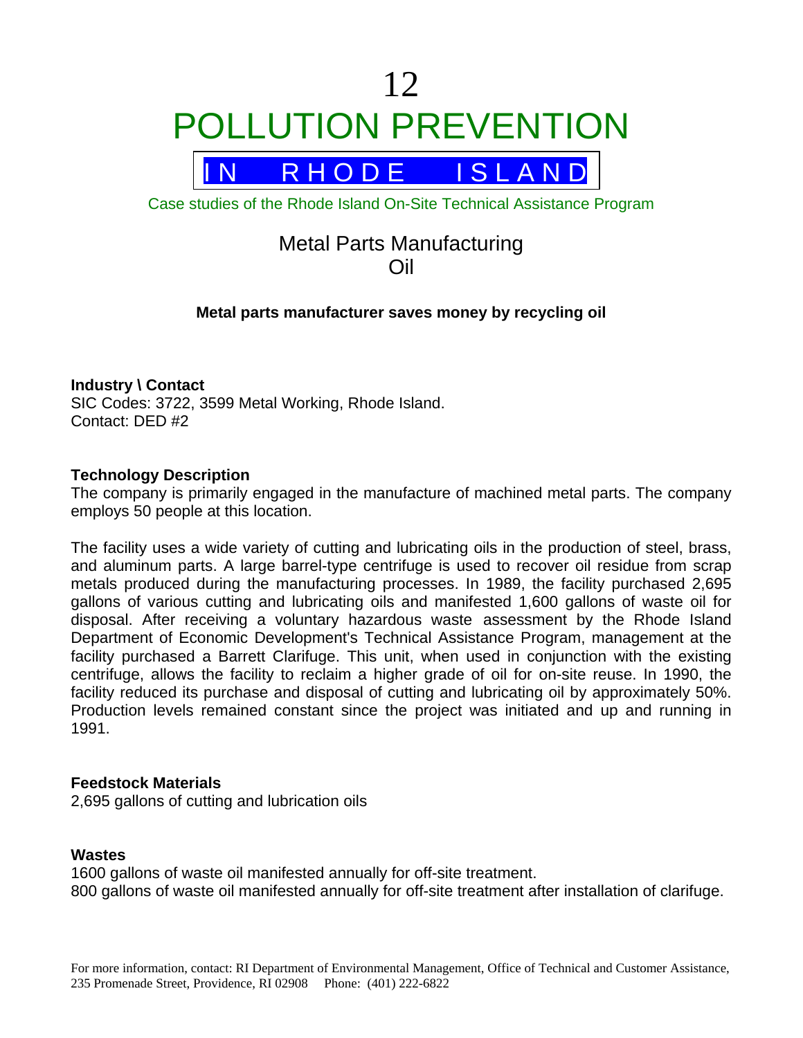# 12

# POLLUTION PREVENTION

## IN RHODE ISLAND

Case studies of the Rhode Island On-Site Technical Assistance Program

## Metal Parts Manufacturing
## Oil

**Metal parts manufacturer saves money by recycling oil**

**Industry \ Contact**
SIC Codes: 3722, 3599 Metal Working, Rhode Island.
Contact: DED #2

**Technology Description**
The company is primarily engaged in the manufacture of machined metal parts. The company employs 50 people at this location.

The facility uses a wide variety of cutting and lubricating oils in the production of steel, brass, and aluminum parts. A large barrel-type centrifuge is used to recover oil residue from scrap metals produced during the manufacturing processes. In 1989, the facility purchased 2,695 gallons of various cutting and lubricating oils and manifested 1,600 gallons of waste oil for disposal. After receiving a voluntary hazardous waste assessment by the Rhode Island Department of Economic Development's Technical Assistance Program, management at the facility purchased a Barrett Clarifuge. This unit, when used in conjunction with the existing centrifuge, allows the facility to reclaim a higher grade of oil for on-site reuse. In 1990, the facility reduced its purchase and disposal of cutting and lubricating oil by approximately 50%. Production levels remained constant since the project was initiated and up and running in 1991.

**Feedstock Materials**
2,695 gallons of cutting and lubrication oils

**Wastes**
1600 gallons of waste oil manifested annually for off-site treatment.
800 gallons of waste oil manifested annually for off-site treatment after installation of clarifuge.

For more information, contact: RI Department of Environmental Management, Office of Technical and Customer Assistance, 235 Promenade Street, Providence, RI 02908 Phone: (401) 222-6822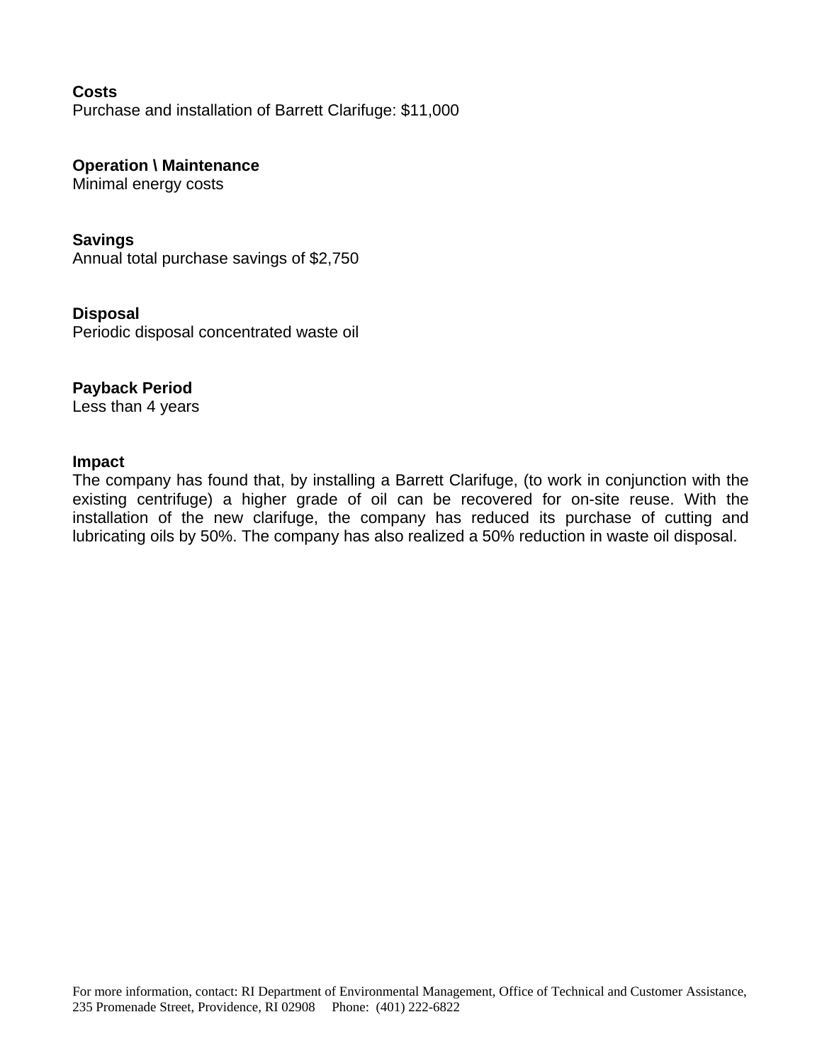**Costs**
Purchase and installation of Barrett Clarifuge: $11,000

**Operation \ Maintenance**
Minimal energy costs

**Savings**
Annual total purchase savings of $2,750

**Disposal**
Periodic disposal concentrated waste oil

**Payback Period**
Less than 4 years

**Impact**
The company has found that, by installing a Barrett Clarifuge, (to work in conjunction with the existing centrifuge) a higher grade of oil can be recovered for on-site reuse. With the installation of the new clarifuge, the company has reduced its purchase of cutting and lubricating oils by 50%. The company has also realized a 50% reduction in waste oil disposal.

For more information, contact: RI Department of Environmental Management, Office of Technical and Customer Assistance, 235 Promenade Street, Providence, RI 02908 Phone: (401) 222-6822